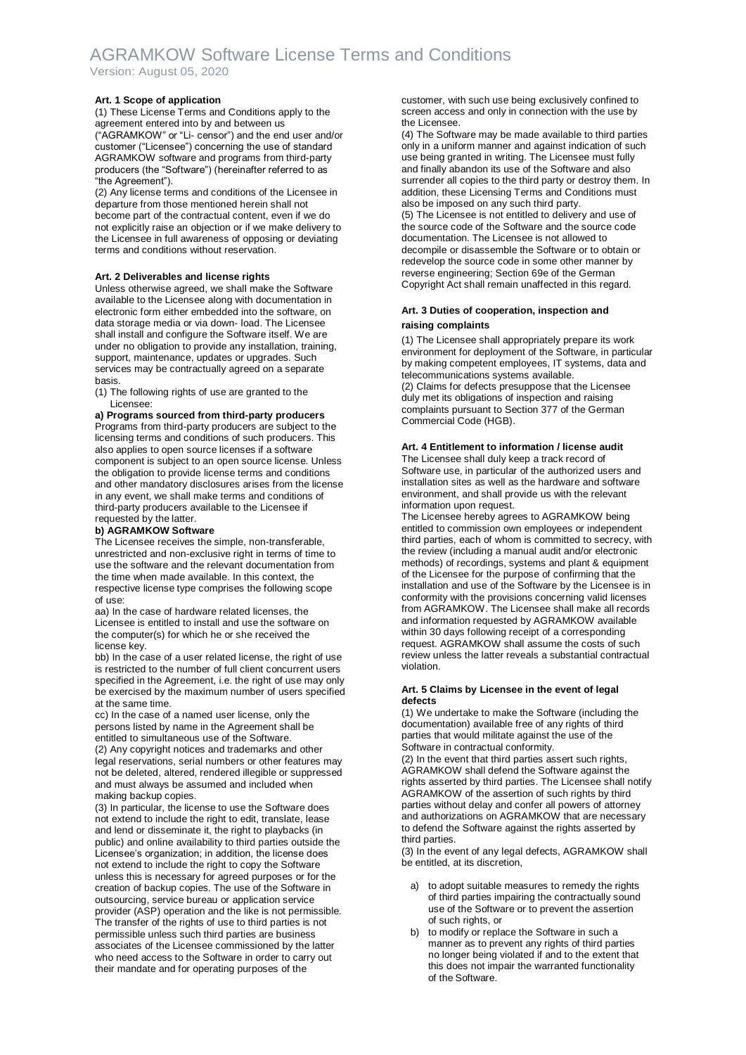# AGRAMKOW Software License Terms and Conditions

Version: August 05, 2020

### Art. 1 Scope of application

(1) These License Terms and Conditions apply to the agreement entered into by and between us ("AGRAMKOW" or "Li- censor") and the end user and/or customer ("Licensee") concerning the use of standard AGRAMKOW software and programs from third-party producers (the "Software") (hereinafter referred to as "the Agreement").

(2) Any license terms and conditions of the Licensee in departure from those mentioned herein shall not become part of the contractual content, even if we do not explicitly raise an objection or if we make delivery to the Licensee in full awareness of opposing or deviating terms and conditions without reservation.

### Art. 2 Deliverables and license rights

Unless otherwise agreed, we shall make the Software available to the Licensee along with documentation in electronic form either embedded into the software, on data storage media or via down- load. The Licensee shall install and configure the Software itself. We are under no obligation to provide any installation, training, support, maintenance, updates or upgrades. Such services may be contractually agreed on a separate basis.

(1) The following rights of use are granted to the Licensee:

**a) Programs sourced from third-party producers**

Programs from third-party producers are subject to the licensing terms and conditions of such producers. This also applies to open source licenses if a software component is subject to an open source license. Unless the obligation to provide license terms and conditions and other mandatory disclosures arises from the license in any event, we shall make terms and conditions of third-party producers available to the Licensee if requested by the latter.

**b) AGRAMKOW Software**

The Licensee receives the simple, non-transferable, unrestricted and non-exclusive right in terms of time to use the software and the relevant documentation from the time when made available. In this context, the respective license type comprises the following scope of use:

aa) In the case of hardware related licenses, the Licensee is entitled to install and use the software on the computer(s) for which he or she received the license key.

bb) In the case of a user related license, the right of use is restricted to the number of full client concurrent users specified in the Agreement, i.e. the right of use may only be exercised by the maximum number of users specified at the same time.

cc) In the case of a named user license, only the persons listed by name in the Agreement shall be entitled to simultaneous use of the Software.

(2) Any copyright notices and trademarks and other legal reservations, serial numbers or other features may not be deleted, altered, rendered illegible or suppressed and must always be assumed and included when making backup copies.

(3) In particular, the license to use the Software does not extend to include the right to edit, translate, lease and lend or disseminate it, the right to playbacks (in public) and online availability to third parties outside the Licensee's organization; in addition, the license does not extend to include the right to copy the Software unless this is necessary for agreed purposes or for the creation of backup copies. The use of the Software in outsourcing, service bureau or application service provider (ASP) operation and the like is not permissible. The transfer of the rights of use to third parties is not permissible unless such third parties are business associates of the Licensee commissioned by the latter who need access to the Software in order to carry out their mandate and for operating purposes of the customer, with such use being exclusively confined to screen access and only in connection with the use by the Licensee.

(4) The Software may be made available to third parties only in a uniform manner and against indication of such use being granted in writing. The Licensee must fully and finally abandon its use of the Software and also surrender all copies to the third party or destroy them. In addition, these Licensing Terms and Conditions must also be imposed on any such third party.

(5) The Licensee is not entitled to delivery and use of the source code of the Software and the source code documentation. The Licensee is not allowed to decompile or disassemble the Software or to obtain or redevelop the source code in some other manner by reverse engineering; Section 69e of the German Copyright Act shall remain unaffected in this regard.

### Art. 3 Duties of cooperation, inspection and raising complaints

(1) The Licensee shall appropriately prepare its work environment for deployment of the Software, in particular by making competent employees, IT systems, data and telecommunications systems available.

(2) Claims for defects presuppose that the Licensee duly met its obligations of inspection and raising complaints pursuant to Section 377 of the German Commercial Code (HGB).

### Art. 4 Entitlement to information / license audit

The Licensee shall duly keep a track record of Software use, in particular of the authorized users and installation sites as well as the hardware and software environment, and shall provide us with the relevant information upon request.

The Licensee hereby agrees to AGRAMKOW being entitled to commission own employees or independent third parties, each of whom is committed to secrecy, with the review (including a manual audit and/or electronic methods) of recordings, systems and plant & equipment of the Licensee for the purpose of confirming that the installation and use of the Software by the Licensee is in conformity with the provisions concerning valid licenses from AGRAMKOW. The Licensee shall make all records and information requested by AGRAMKOW available within 30 days following receipt of a corresponding request. AGRAMKOW shall assume the costs of such review unless the latter reveals a substantial contractual violation.

### Art. 5 Claims by Licensee in the event of legal defects

(1) We undertake to make the Software (including the documentation) available free of any rights of third parties that would militate against the use of the Software in contractual conformity.

(2) In the event that third parties assert such rights, AGRAMKOW shall defend the Software against the rights asserted by third parties. The Licensee shall notify AGRAMKOW of the assertion of such rights by third parties without delay and confer all powers of attorney and authorizations on AGRAMKOW that are necessary to defend the Software against the rights asserted by third parties.

(3) In the event of any legal defects, AGRAMKOW shall be entitled, at its discretion,

a) to adopt suitable measures to remedy the rights of third parties impairing the contractually sound use of the Software or to prevent the assertion of such rights, or

b) to modify or replace the Software in such a manner as to prevent any rights of third parties no longer being violated if and to the extent that this does not impair the warranted functionality of the Software.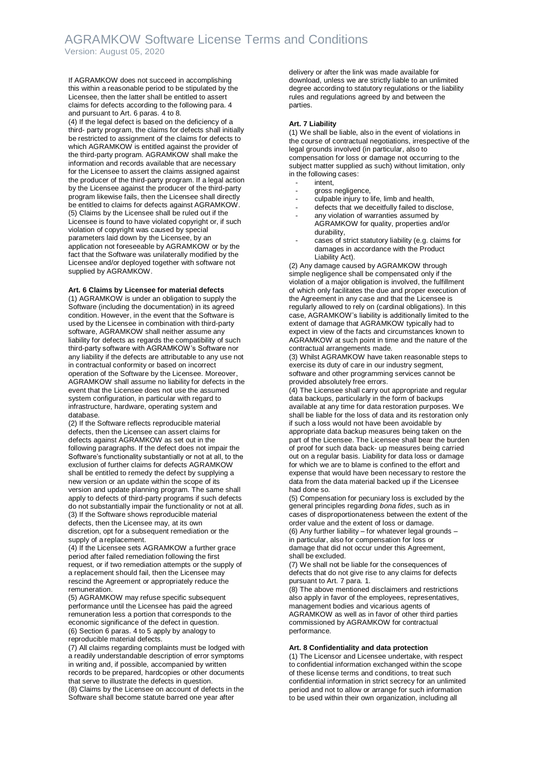If AGRAMKOW does not succeed in accomplishing this within a reasonable period to be stipulated by the Licensee, then the latter shall be entitled to assert claims for defects according to the following para. 4 and pursuant to Art. 6 paras. 4 to 8.

(4) If the legal defect is based on the deficiency of a third- party program, the claims for defects shall initially be restricted to assignment of the claims for defects to which AGRAMKOW is entitled against the provider of the third-party program. AGRAMKOW shall make the information and records available that are necessary for the Licensee to assert the claims assigned against the producer of the third-party program. If a legal action by the Licensee against the producer of the third-party program likewise fails, then the Licensee shall directly be entitled to claims for defects against AGRAMKOW.

(5) Claims by the Licensee shall be ruled out if the Licensee is found to have violated copyright or, if such violation of copyright was caused by special parameters laid down by the Licensee, by an application not foreseeable by AGRAMKOW or by the fact that the Software was unilaterally modified by the Licensee and/or deployed together with software not supplied by AGRAMKOW.

### Art. 6 Claims by Licensee for material defects

(1) AGRAMKOW is under an obligation to supply the Software (including the documentation) in its agreed condition. However, in the event that the Software is used by the Licensee in combination with third-party software, AGRAMKOW shall neither assume any liability for defects as regards the compatibility of such third-party software with AGRAMKOW's Software nor any liability if the defects are attributable to any use not in contractual conformity or based on incorrect operation of the Software by the Licensee. Moreover, AGRAMKOW shall assume no liability for defects in the event that the Licensee does not use the assumed system configuration, in particular with regard to infrastructure, hardware, operating system and database.

(2) If the Software reflects reproducible material defects, then the Licensee can assert claims for defects against AGRAMKOW as set out in the following paragraphs. If the defect does not impair the Software's functionality substantially or not at all, to the exclusion of further claims for defects AGRAMKOW shall be entitled to remedy the defect by supplying a new version or an update within the scope of its version and update planning program. The same shall apply to defects of third-party programs if such defects do not substantially impair the functionality or not at all.

(3) If the Software shows reproducible material defects, then the Licensee may, at its own discretion, opt for a subsequent remediation or the supply of a replacement.

(4) If the Licensee sets AGRAMKOW a further grace period after failed remediation following the first request, or if two remediation attempts or the supply of a replacement should fail, then the Licensee may rescind the Agreement or appropriately reduce the remuneration.

(5) AGRAMKOW may refuse specific subsequent performance until the Licensee has paid the agreed remuneration less a portion that corresponds to the economic significance of the defect in question.

(6) Section 6 paras. 4 to 5 apply by analogy to reproducible material defects.

(7) All claims regarding complaints must be lodged with a readily understandable description of error symptoms in writing and, if possible, accompanied by written records to be prepared, hardcopies or other documents that serve to illustrate the defects in question.

(8) Claims by the Licensee on account of defects in the Software shall become statute barred one year after delivery or after the link was made available for download, unless we are strictly liable to an unlimited degree according to statutory regulations or the liability rules and regulations agreed by and between the parties.

### Art. 7 Liability

(1) We shall be liable, also in the event of violations in the course of contractual negotiations, irrespective of the legal grounds involved (in particular, also to compensation for loss or damage not occurring to the subject matter supplied as such) without limitation, only in the following cases:

- intent,
- gross negligence,
- culpable injury to life, limb and health,
- defects that we deceitfully failed to disclose,
- any violation of warranties assumed by AGRAMKOW for quality, properties and/or durability,
- cases of strict statutory liability (e.g. claims for damages in accordance with the Product Liability Act).

(2) Any damage caused by AGRAMKOW through simple negligence shall be compensated only if the violation of a major obligation is involved, the fulfillment of which only facilitates the due and proper execution of the Agreement in any case and that the Licensee is regularly allowed to rely on (cardinal obligations). In this case, AGRAMKOW's liability is additionally limited to the extent of damage that AGRAMKOW typically had to expect in view of the facts and circumstances known to AGRAMKOW at such point in time and the nature of the contractual arrangements made.

(3) Whilst AGRAMKOW have taken reasonable steps to exercise its duty of care in our industry segment, software and other programming services cannot be provided absolutely free errors.

(4) The Licensee shall carry out appropriate and regular data backups, particularly in the form of backups available at any time for data restoration purposes. We shall be liable for the loss of data and its restoration only if such a loss would not have been avoidable by appropriate data backup measures being taken on the part of the Licensee. The Licensee shall bear the burden of proof for such data back- up measures being carried out on a regular basis. Liability for data loss or damage for which we are to blame is confined to the effort and expense that would have been necessary to restore the data from the data material backed up if the Licensee had done so.

(5) Compensation for pecuniary loss is excluded by the general principles regarding *bona fides*, such as in cases of disproportionateness between the extent of the order value and the extent of loss or damage.

(6) Any further liability – for whatever legal grounds – in particular, also for compensation for loss or damage that did not occur under this Agreement, shall be excluded.

(7) We shall not be liable for the consequences of defects that do not give rise to any claims for defects pursuant to Art. 7 para. 1.

(8) The above mentioned disclaimers and restrictions also apply in favor of the employees, representatives, management bodies and vicarious agents of AGRAMKOW as well as in favor of other third parties commissioned by AGRAMKOW for contractual performance.

### Art. 8 Confidentiality and data protection

(1) The Licensor and Licensee undertake, with respect to confidential information exchanged within the scope of these license terms and conditions, to treat such confidential information in strict secrecy for an unlimited period and not to allow or arrange for such information to be used within their own organization, including all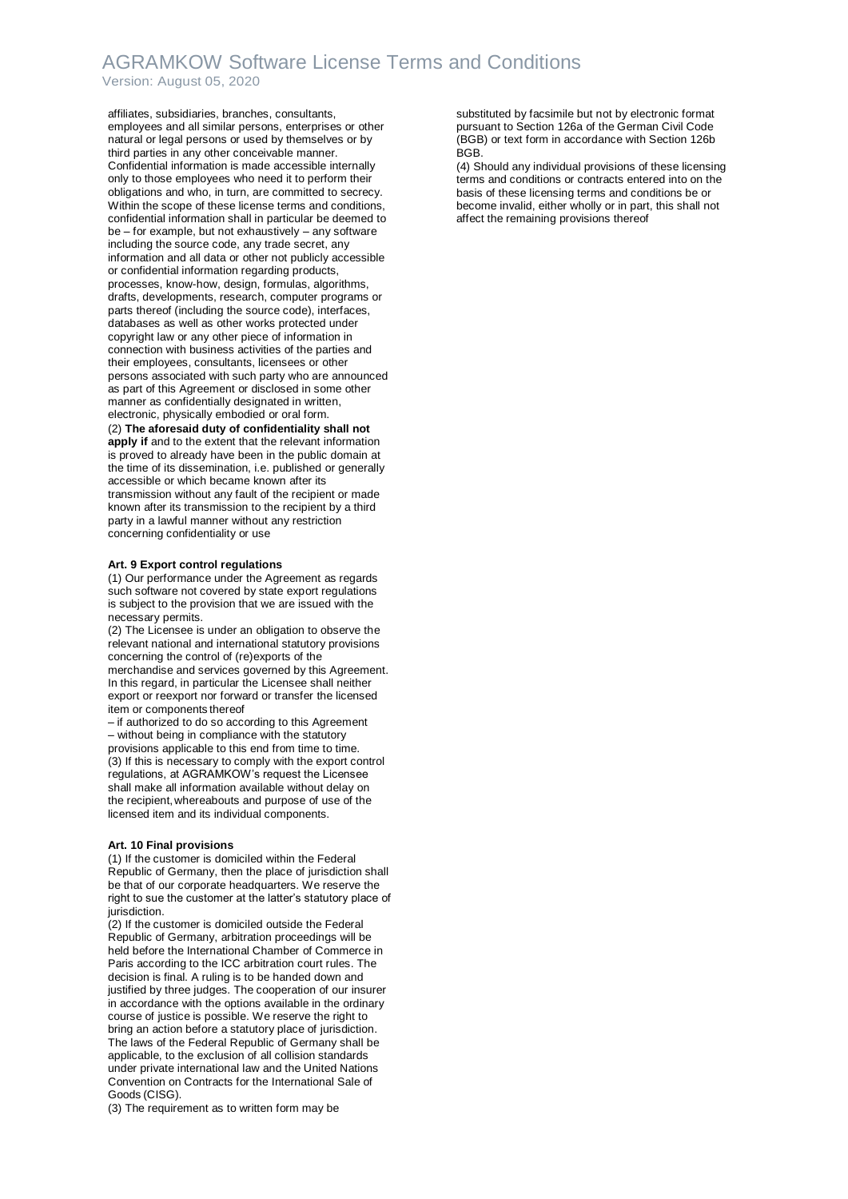affiliates, subsidiaries, branches, consultants, employees and all similar persons, enterprises or other natural or legal persons or used by themselves or by third parties in any other conceivable manner. Confidential information is made accessible internally only to those employees who need it to perform their obligations and who, in turn, are committed to secrecy. Within the scope of these license terms and conditions, confidential information shall in particular be deemed to be – for example, but not exhaustively – any software including the source code, any trade secret, any information and all data or other not publicly accessible or confidential information regarding products, processes, know-how, design, formulas, algorithms, drafts, developments, research, computer programs or parts thereof (including the source code), interfaces, databases as well as other works protected under copyright law or any other piece of information in connection with business activities of the parties and their employees, consultants, licensees or other persons associated with such party who are announced as part of this Agreement or disclosed in some other manner as confidentially designated in written, electronic, physically embodied or oral form.

(2) **The aforesaid duty of confidentiality shall not apply if** and to the extent that the relevant information is proved to already have been in the public domain at the time of its dissemination, i.e. published or generally accessible or which became known after its transmission without any fault of the recipient or made known after its transmission to the recipient by a third party in a lawful manner without any restriction concerning confidentiality or use

**Art. 9 Export control regulations**

(1) Our performance under the Agreement as regards such software not covered by state export regulations is subject to the provision that we are issued with the necessary permits.

(2) The Licensee is under an obligation to observe the relevant national and international statutory provisions concerning the control of (re)exports of the merchandise and services governed by this Agreement. In this regard, in particular the Licensee shall neither export or reexport nor forward or transfer the licensed item or components thereof

– if authorized to do so according to this Agreement – without being in compliance with the statutory provisions applicable to this end from time to time.

(3) If this is necessary to comply with the export control regulations, at AGRAMKOW's request the Licensee shall make all information available without delay on the recipient, whereabouts and purpose of use of the licensed item and its individual components.

**Art. 10 Final provisions**

(1) If the customer is domiciled within the Federal Republic of Germany, then the place of jurisdiction shall be that of our corporate headquarters. We reserve the right to sue the customer at the latter's statutory place of jurisdiction.

(2) If the customer is domiciled outside the Federal Republic of Germany, arbitration proceedings will be held before the International Chamber of Commerce in Paris according to the ICC arbitration court rules. The decision is final. A ruling is to be handed down and justified by three judges. The cooperation of our insurer in accordance with the options available in the ordinary course of justice is possible. We reserve the right to bring an action before a statutory place of jurisdiction. The laws of the Federal Republic of Germany shall be applicable, to the exclusion of all collision standards under private international law and the United Nations Convention on Contracts for the International Sale of Goods (CISG).

(3) The requirement as to written form may be substituted by facsimile but not by electronic format pursuant to Section 126a of the German Civil Code (BGB) or text form in accordance with Section 126b BGB.

(4) Should any individual provisions of these licensing terms and conditions or contracts entered into on the basis of these licensing terms and conditions be or become invalid, either wholly or in part, this shall not affect the remaining provisions thereof